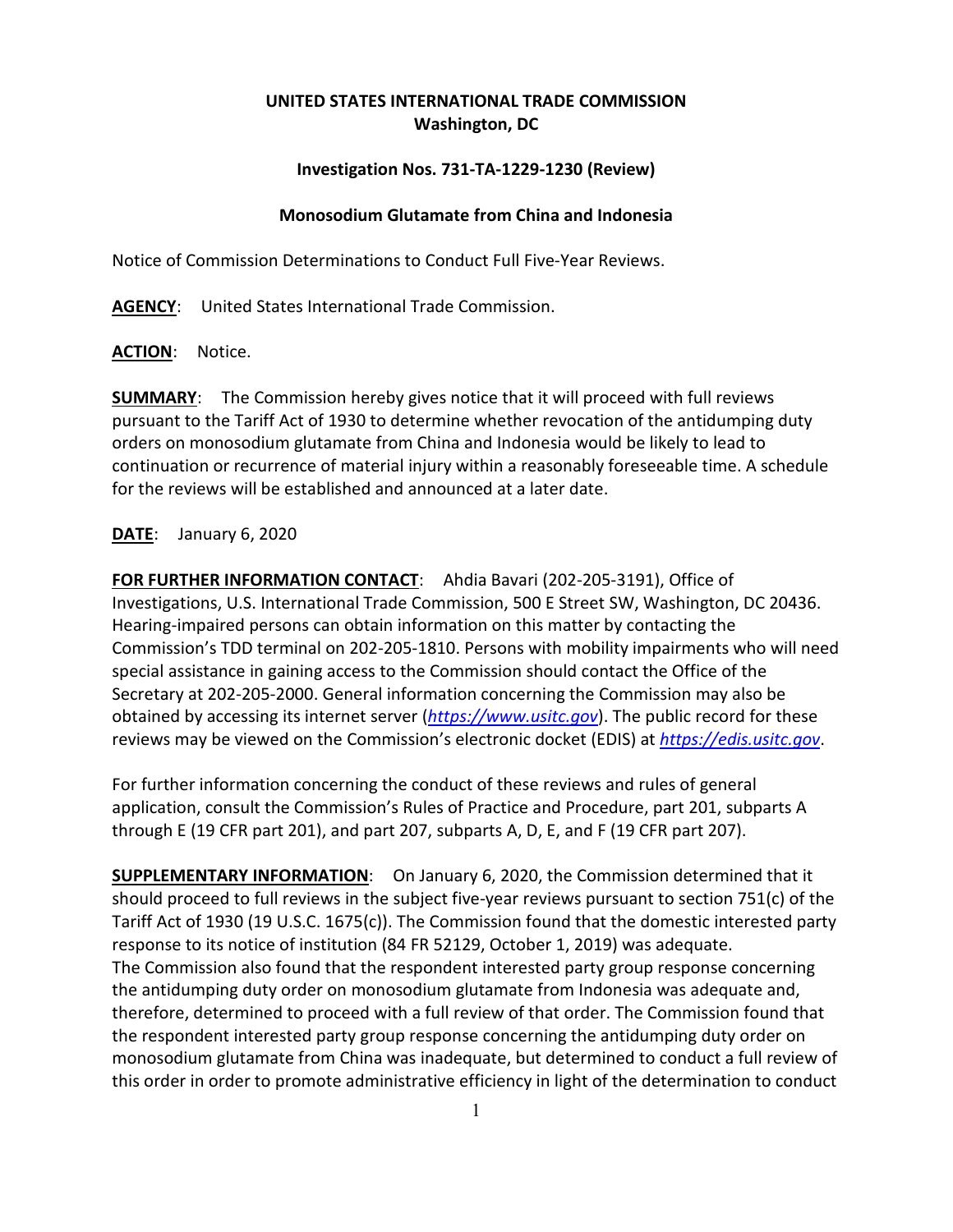**UNITED STATES INTERNATIONAL TRADE COMMISSION**
**Washington, DC**

**Investigation Nos. 731-TA-1229-1230 (Review)**

**Monosodium Glutamate from China and Indonesia**

Notice of Commission Determinations to Conduct Full Five-Year Reviews.

**AGENCY**: United States International Trade Commission.

**ACTION**: Notice.

**SUMMARY**: The Commission hereby gives notice that it will proceed with full reviews pursuant to the Tariff Act of 1930 to determine whether revocation of the antidumping duty orders on monosodium glutamate from China and Indonesia would be likely to lead to continuation or recurrence of material injury within a reasonably foreseeable time. A schedule for the reviews will be established and announced at a later date.

**DATE**: January 6, 2020

**FOR FURTHER INFORMATION CONTACT**: Ahdia Bavari (202-205-3191), Office of Investigations, U.S. International Trade Commission, 500 E Street SW, Washington, DC 20436. Hearing-impaired persons can obtain information on this matter by contacting the Commission's TDD terminal on 202-205-1810. Persons with mobility impairments who will need special assistance in gaining access to the Commission should contact the Office of the Secretary at 202-205-2000. General information concerning the Commission may also be obtained by accessing its internet server (*https://www.usitc.gov*). The public record for these reviews may be viewed on the Commission's electronic docket (EDIS) at *https://edis.usitc.gov*.

For further information concerning the conduct of these reviews and rules of general application, consult the Commission's Rules of Practice and Procedure, part 201, subparts A through E (19 CFR part 201), and part 207, subparts A, D, E, and F (19 CFR part 207).

**SUPPLEMENTARY INFORMATION**: On January 6, 2020, the Commission determined that it should proceed to full reviews in the subject five-year reviews pursuant to section 751(c) of the Tariff Act of 1930 (19 U.S.C. 1675(c)). The Commission found that the domestic interested party response to its notice of institution (84 FR 52129, October 1, 2019) was adequate. The Commission also found that the respondent interested party group response concerning the antidumping duty order on monosodium glutamate from Indonesia was adequate and, therefore, determined to proceed with a full review of that order. The Commission found that the respondent interested party group response concerning the antidumping duty order on monosodium glutamate from China was inadequate, but determined to conduct a full review of this order in order to promote administrative efficiency in light of the determination to conduct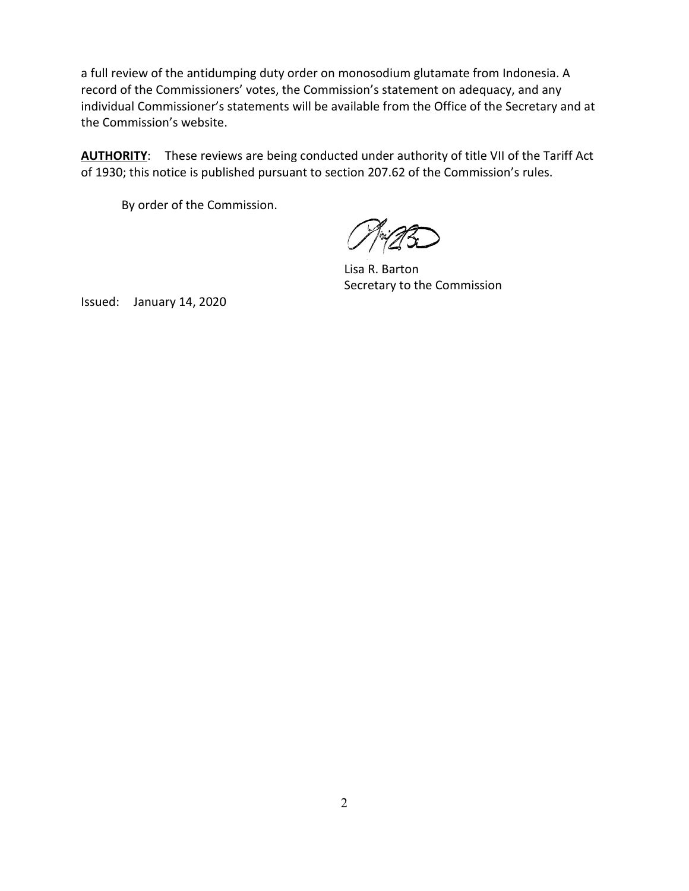a full review of the antidumping duty order on monosodium glutamate from Indonesia. A record of the Commissioners' votes, the Commission's statement on adequacy, and any individual Commissioner's statements will be available from the Office of the Secretary and at the Commission's website.

**AUTHORITY**: These reviews are being conducted under authority of title VII of the Tariff Act of 1930; this notice is published pursuant to section 207.62 of the Commission's rules.

By order of the Commission.

Lisa R. Barton
Secretary to the Commission

Issued: January 14, 2020